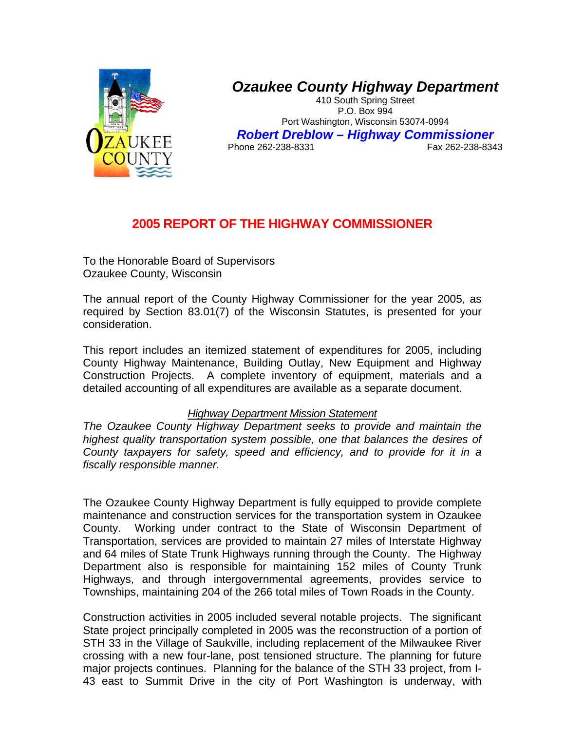# Ozaukee County Highway Department

410 South Spring Street
P.O. Box 994
Port Washington, Wisconsin 53074-0994

***Robert Dreblow – Highway Commissioner***

Phone 262-238-8331 Fax 262-238-8343

## 2005 REPORT OF THE HIGHWAY COMMISSIONER

To the Honorable Board of Supervisors
Ozaukee County, Wisconsin

The annual report of the County Highway Commissioner for the year 2005, as required by Section 83.01(7) of the Wisconsin Statutes, is presented for your consideration.

This report includes an itemized statement of expenditures for 2005, including County Highway Maintenance, Building Outlay, New Equipment and Highway Construction Projects. A complete inventory of equipment, materials and a detailed accounting of all expenditures are available as a separate document.

*Highway Department Mission Statement*

*The Ozaukee County Highway Department seeks to provide and maintain the highest quality transportation system possible, one that balances the desires of County taxpayers for safety, speed and efficiency, and to provide for it in a fiscally responsible manner.*

The Ozaukee County Highway Department is fully equipped to provide complete maintenance and construction services for the transportation system in Ozaukee County. Working under contract to the State of Wisconsin Department of Transportation, services are provided to maintain 27 miles of Interstate Highway and 64 miles of State Trunk Highways running through the County. The Highway Department also is responsible for maintaining 152 miles of County Trunk Highways, and through intergovernmental agreements, provides service to Townships, maintaining 204 of the 266 total miles of Town Roads in the County.

Construction activities in 2005 included several notable projects. The significant State project principally completed in 2005 was the reconstruction of a portion of STH 33 in the Village of Saukville, including replacement of the Milwaukee River crossing with a new four-lane, post tensioned structure. The planning for future major projects continues. Planning for the balance of the STH 33 project, from I-43 east to Summit Drive in the city of Port Washington is underway, with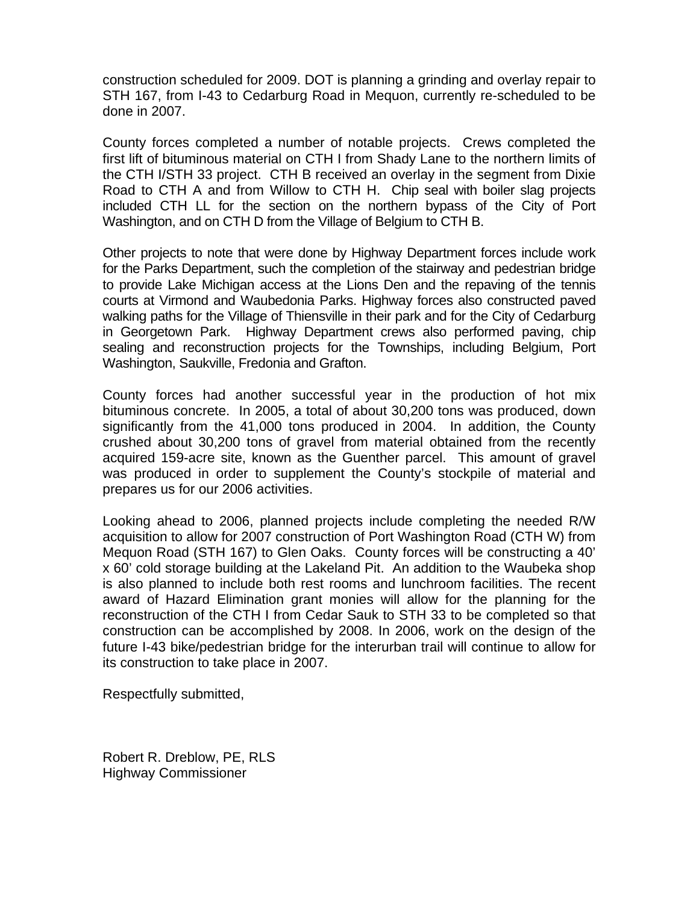construction scheduled for 2009. DOT is planning a grinding and overlay repair to STH 167, from I-43 to Cedarburg Road in Mequon, currently re-scheduled to be done in 2007.

County forces completed a number of notable projects. Crews completed the first lift of bituminous material on CTH I from Shady Lane to the northern limits of the CTH I/STH 33 project. CTH B received an overlay in the segment from Dixie Road to CTH A and from Willow to CTH H. Chip seal with boiler slag projects included CTH LL for the section on the northern bypass of the City of Port Washington, and on CTH D from the Village of Belgium to CTH B.

Other projects to note that were done by Highway Department forces include work for the Parks Department, such the completion of the stairway and pedestrian bridge to provide Lake Michigan access at the Lions Den and the repaving of the tennis courts at Virmond and Waubedonia Parks. Highway forces also constructed paved walking paths for the Village of Thiensville in their park and for the City of Cedarburg in Georgetown Park. Highway Department crews also performed paving, chip sealing and reconstruction projects for the Townships, including Belgium, Port Washington, Saukville, Fredonia and Grafton.

County forces had another successful year in the production of hot mix bituminous concrete. In 2005, a total of about 30,200 tons was produced, down significantly from the 41,000 tons produced in 2004. In addition, the County crushed about 30,200 tons of gravel from material obtained from the recently acquired 159-acre site, known as the Guenther parcel. This amount of gravel was produced in order to supplement the County's stockpile of material and prepares us for our 2006 activities.

Looking ahead to 2006, planned projects include completing the needed R/W acquisition to allow for 2007 construction of Port Washington Road (CTH W) from Mequon Road (STH 167) to Glen Oaks. County forces will be constructing a 40' x 60' cold storage building at the Lakeland Pit. An addition to the Waubeka shop is also planned to include both rest rooms and lunchroom facilities. The recent award of Hazard Elimination grant monies will allow for the planning for the reconstruction of the CTH I from Cedar Sauk to STH 33 to be completed so that construction can be accomplished by 2008. In 2006, work on the design of the future I-43 bike/pedestrian bridge for the interurban trail will continue to allow for its construction to take place in 2007.

Respectfully submitted,

Robert R. Dreblow, PE, RLS
Highway Commissioner